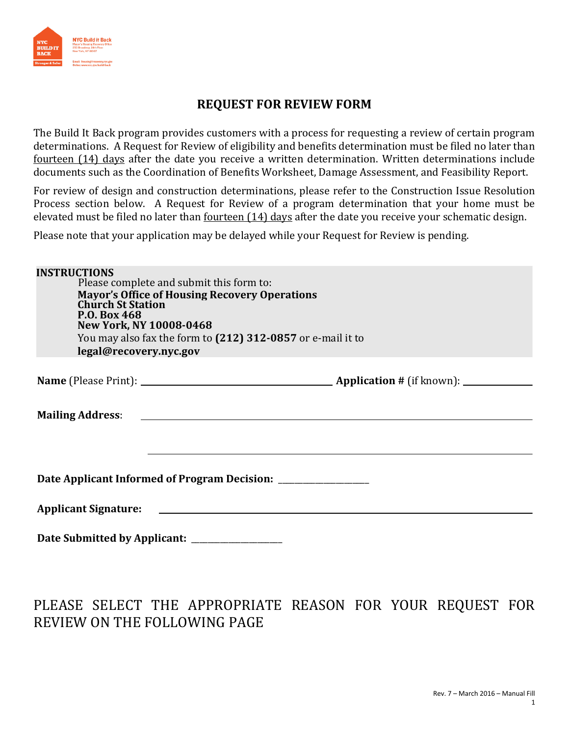NYC Build it Back
Mayor's Housing Recovery Office
250 Broadway, 24th Floor
New York, NY 10007

Email: housing@recovery.nyc.gov
Online: www.nyc.gov/builditback

# REQUEST FOR REVIEW FORM

The Build It Back program provides customers with a process for requesting a review of certain program determinations. A Request for Review of eligibility and benefits determination must be filed no later than fourteen (14) days after the date you receive a written determination. Written determinations include documents such as the Coordination of Benefits Worksheet, Damage Assessment, and Feasibility Report.

For review of design and construction determinations, please refer to the Construction Issue Resolution Process section below. A Request for Review of a program determination that your home must be elevated must be filed no later than fourteen (14) days after the date you receive your schematic design.

Please note that your application may be delayed while your Request for Review is pending.

**INSTRUCTIONS**

Please complete and submit this form to:

**Mayor's Office of Housing Recovery Operations**
**Church St Station**
**P.O. Box 468**
**New York, NY 10008-0468**

You may also fax the form to **(212) 312-0857** or e-mail it to **legal@recovery.nyc.gov**

**Name** (Please Print): ______________________ **Application #** (if known): ____________

**Mailing Address**: ______________________________________________

______________________________________________

**Date Applicant Informed of Program Decision:** ____________________

**Applicant Signature:** ______________________________________________

**Date Submitted by Applicant:** ____________________

PLEASE SELECT THE APPROPRIATE REASON FOR YOUR REQUEST FOR REVIEW ON THE FOLLOWING PAGE

Rev. 7 – March 2016 – Manual Fill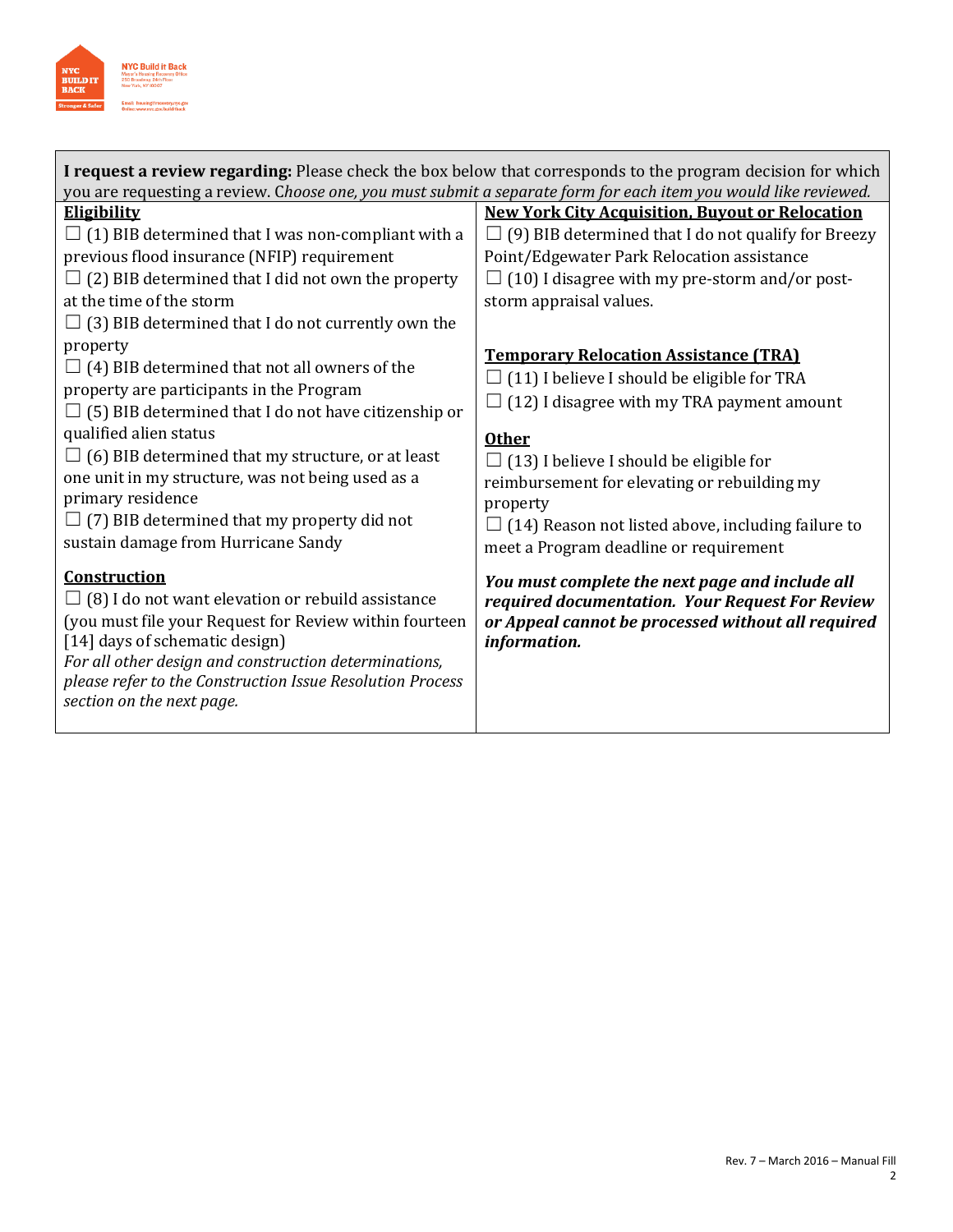**I request a review regarding:** Please check the box below that corresponds to the program decision for which you are requesting a review. C*hoose one, you must submit a separate form for each item you would like reviewed.*

**Eligibility**

☐ (1) BIB determined that I was non-compliant with a previous flood insurance (NFIP) requirement

☐ (2) BIB determined that I did not own the property at the time of the storm

☐ (3) BIB determined that I do not currently own the property

☐ (4) BIB determined that not all owners of the property are participants in the Program

☐ (5) BIB determined that I do not have citizenship or qualified alien status

☐ (6) BIB determined that my structure, or at least one unit in my structure, was not being used as a primary residence

☐ (7) BIB determined that my property did not sustain damage from Hurricane Sandy

**Construction**

☐ (8) I do not want elevation or rebuild assistance (you must file your Request for Review within fourteen [14] days of schematic design)

*For all other design and construction determinations, please refer to the Construction Issue Resolution Process section on the next page.*

**New York City Acquisition, Buyout or Relocation**

☐ (9) BIB determined that I do not qualify for Breezy Point/Edgewater Park Relocation assistance

☐ (10) I disagree with my pre-storm and/or post-storm appraisal values.

**Temporary Relocation Assistance (TRA)**

☐ (11) I believe I should be eligible for TRA

☐ (12) I disagree with my TRA payment amount

**Other**

☐ (13) I believe I should be eligible for reimbursement for elevating or rebuilding my property

☐ (14) Reason not listed above, including failure to meet a Program deadline or requirement

***You must complete the next page and include all required documentation. Your Request For Review or Appeal cannot be processed without all required information.***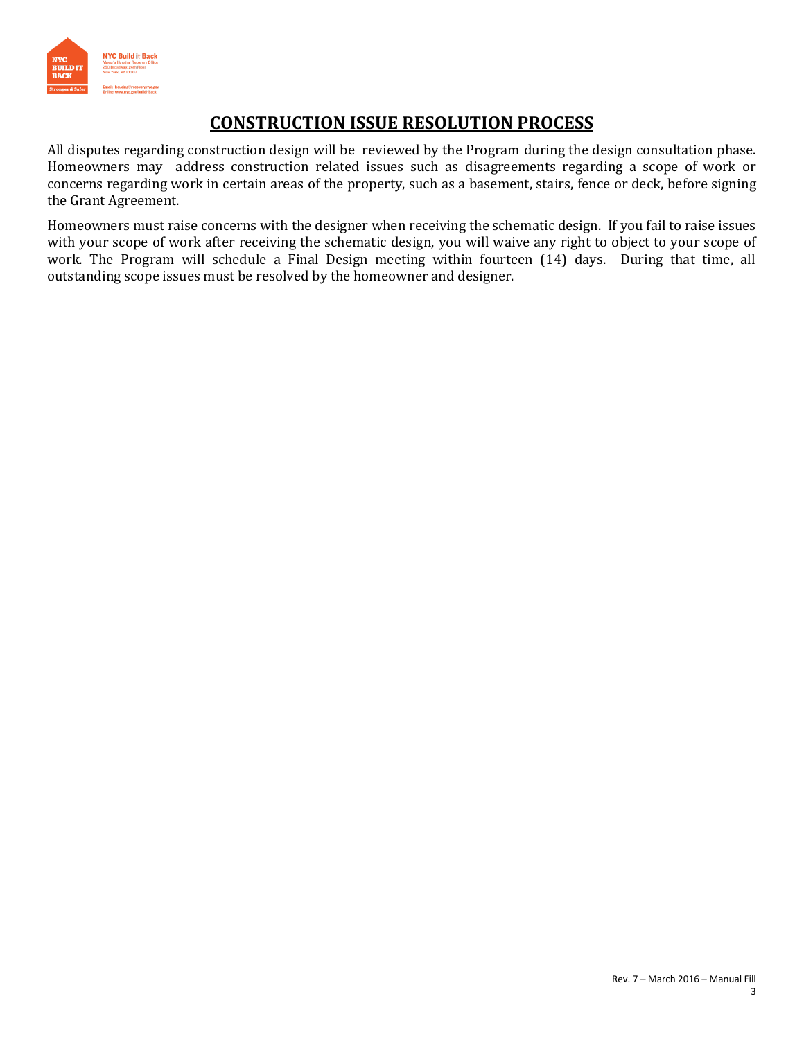# CONSTRUCTION ISSUE RESOLUTION PROCESS

All disputes regarding construction design will be reviewed by the Program during the design consultation phase. Homeowners may address construction related issues such as disagreements regarding a scope of work or concerns regarding work in certain areas of the property, such as a basement, stairs, fence or deck, before signing the Grant Agreement.

Homeowners must raise concerns with the designer when receiving the schematic design. If you fail to raise issues with your scope of work after receiving the schematic design, you will waive any right to object to your scope of work. The Program will schedule a Final Design meeting within fourteen (14) days. During that time, all outstanding scope issues must be resolved by the homeowner and designer.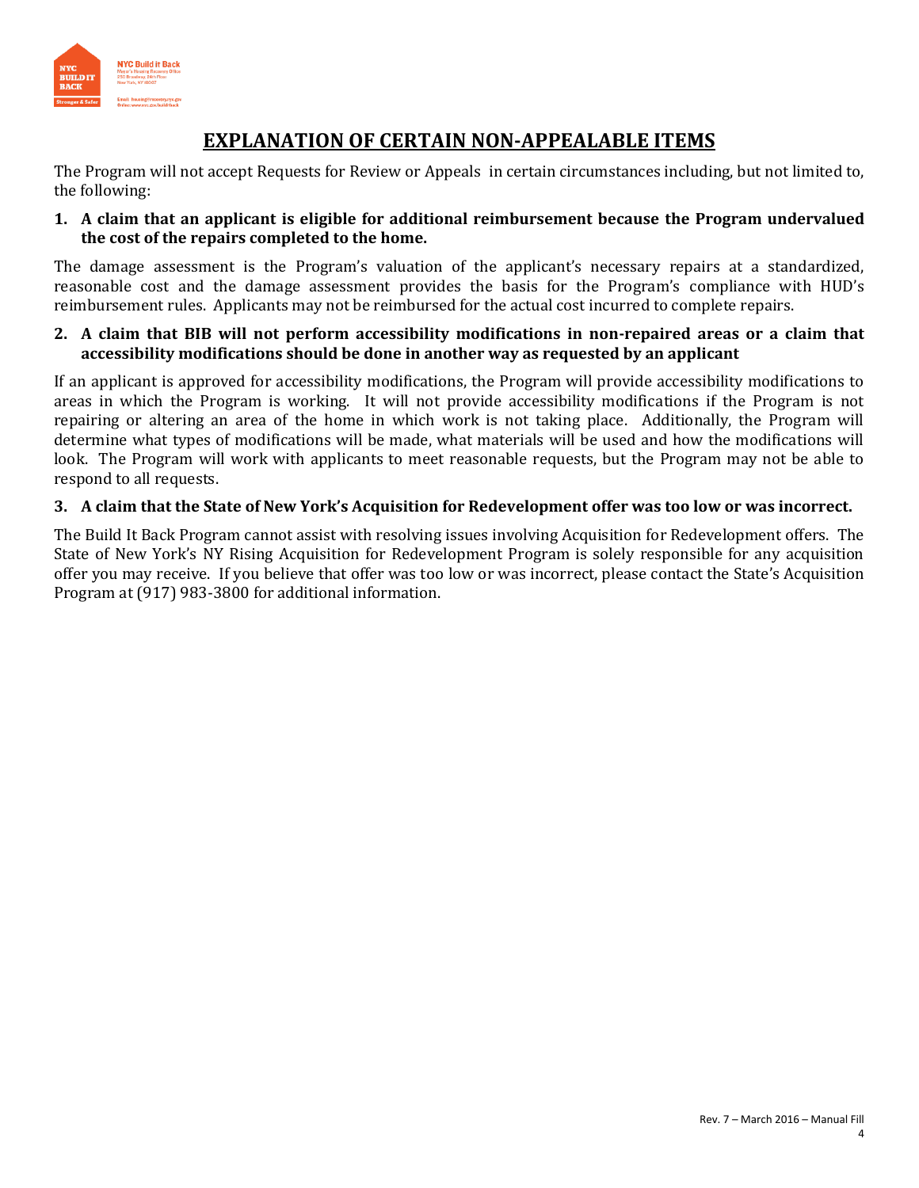# EXPLANATION OF CERTAIN NON-APPEALABLE ITEMS

The Program will not accept Requests for Review or Appeals in certain circumstances including, but not limited to, the following:

**1. A claim that an applicant is eligible for additional reimbursement because the Program undervalued the cost of the repairs completed to the home.**

The damage assessment is the Program's valuation of the applicant's necessary repairs at a standardized, reasonable cost and the damage assessment provides the basis for the Program's compliance with HUD's reimbursement rules. Applicants may not be reimbursed for the actual cost incurred to complete repairs.

**2. A claim that BIB will not perform accessibility modifications in non-repaired areas or a claim that accessibility modifications should be done in another way as requested by an applicant**

If an applicant is approved for accessibility modifications, the Program will provide accessibility modifications to areas in which the Program is working. It will not provide accessibility modifications if the Program is not repairing or altering an area of the home in which work is not taking place. Additionally, the Program will determine what types of modifications will be made, what materials will be used and how the modifications will look. The Program will work with applicants to meet reasonable requests, but the Program may not be able to respond to all requests.

**3. A claim that the State of New York's Acquisition for Redevelopment offer was too low or was incorrect.**

The Build It Back Program cannot assist with resolving issues involving Acquisition for Redevelopment offers. The State of New York's NY Rising Acquisition for Redevelopment Program is solely responsible for any acquisition offer you may receive. If you believe that offer was too low or was incorrect, please contact the State's Acquisition Program at (917) 983-3800 for additional information.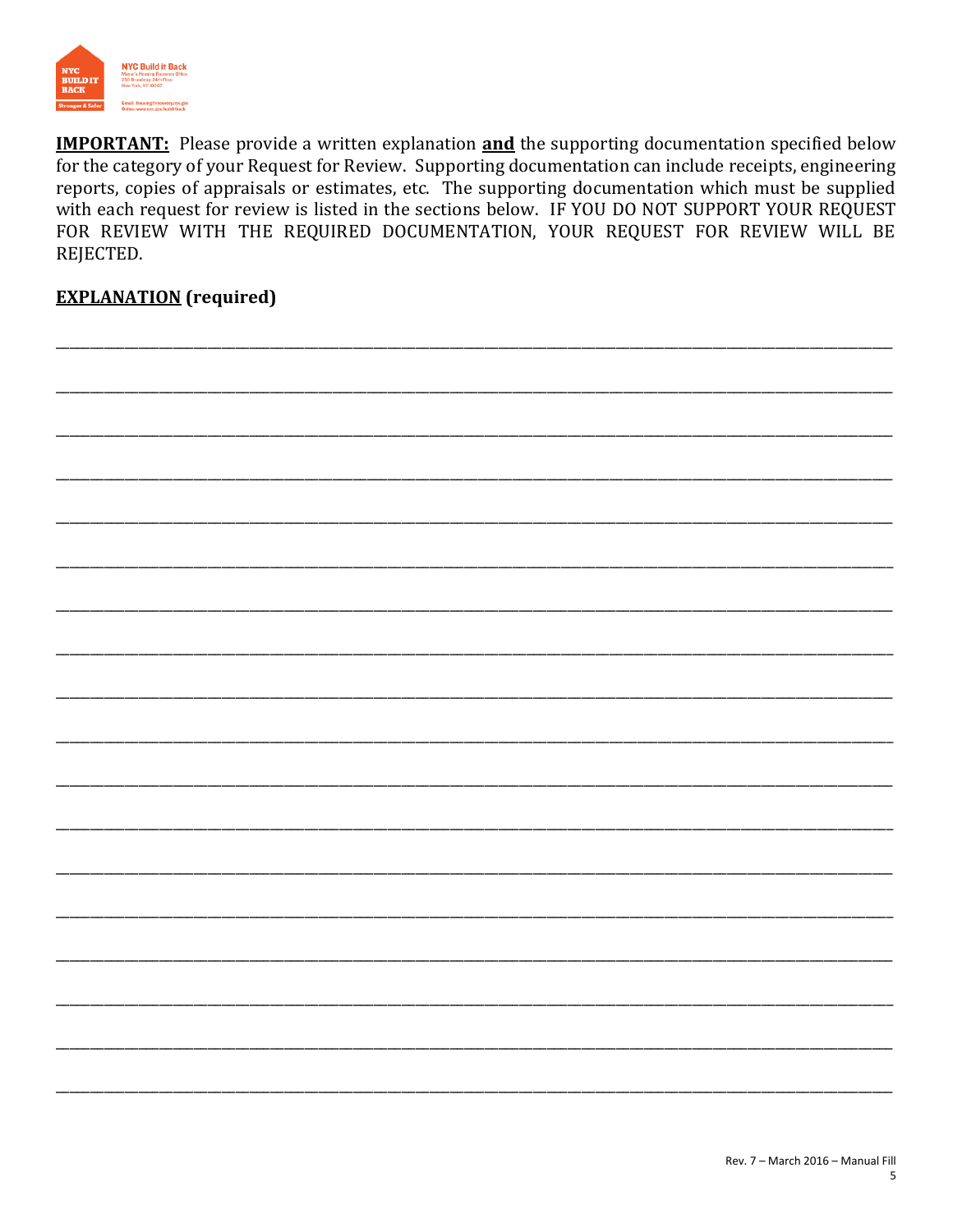**IMPORTANT:** Please provide a written explanation **and** the supporting documentation specified below for the category of your Request for Review. Supporting documentation can include receipts, engineering reports, copies of appraisals or estimates, etc. The supporting documentation which must be supplied with each request for review is listed in the sections below. IF YOU DO NOT SUPPORT YOUR REQUEST FOR REVIEW WITH THE REQUIRED DOCUMENTATION, YOUR REQUEST FOR REVIEW WILL BE REJECTED.

**EXPLANATION (required)**

______________________________________________________________________________

______________________________________________________________________________

______________________________________________________________________________

______________________________________________________________________________

______________________________________________________________________________

______________________________________________________________________________

______________________________________________________________________________

______________________________________________________________________________

______________________________________________________________________________

______________________________________________________________________________

______________________________________________________________________________

______________________________________________________________________________

______________________________________________________________________________

______________________________________________________________________________

______________________________________________________________________________

______________________________________________________________________________

______________________________________________________________________________

______________________________________________________________________________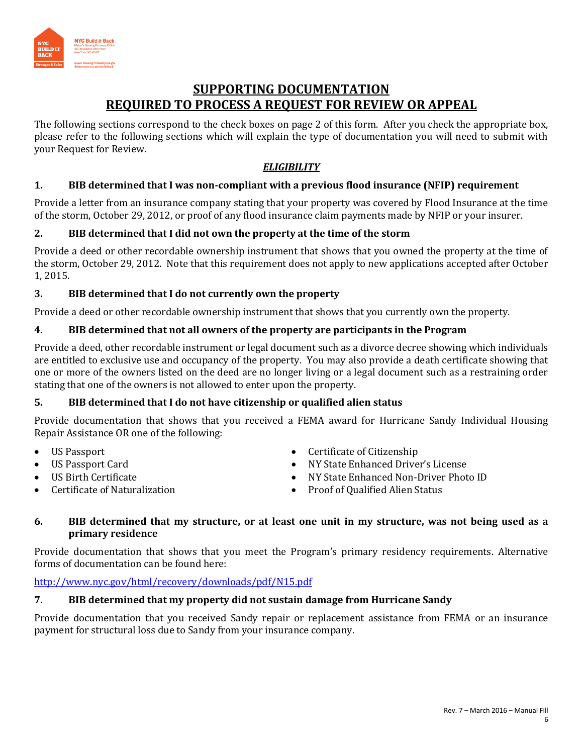# SUPPORTING DOCUMENTATION REQUIRED TO PROCESS A REQUEST FOR REVIEW OR APPEAL

The following sections correspond to the check boxes on page 2 of this form. After you check the appropriate box, please refer to the following sections which will explain the type of documentation you will need to submit with your Request for Review.

## *ELIGIBILITY*

### 1. BIB determined that I was non-compliant with a previous flood insurance (NFIP) requirement

Provide a letter from an insurance company stating that your property was covered by Flood Insurance at the time of the storm, October 29, 2012, or proof of any flood insurance claim payments made by NFIP or your insurer.

### 2. BIB determined that I did not own the property at the time of the storm

Provide a deed or other recordable ownership instrument that shows that you owned the property at the time of the storm, October 29, 2012. Note that this requirement does not apply to new applications accepted after October 1, 2015.

### 3. BIB determined that I do not currently own the property

Provide a deed or other recordable ownership instrument that shows that you currently own the property.

### 4. BIB determined that not all owners of the property are participants in the Program

Provide a deed, other recordable instrument or legal document such as a divorce decree showing which individuals are entitled to exclusive use and occupancy of the property. You may also provide a death certificate showing that one or more of the owners listed on the deed are no longer living or a legal document such as a restraining order stating that one of the owners is not allowed to enter upon the property.

### 5. BIB determined that I do not have citizenship or qualified alien status

Provide documentation that shows that you received a FEMA award for Hurricane Sandy Individual Housing Repair Assistance OR one of the following:

- US Passport
- US Passport Card
- US Birth Certificate
- Certificate of Naturalization
- Certificate of Citizenship
- NY State Enhanced Driver's License
- NY State Enhanced Non-Driver Photo ID
- Proof of Qualified Alien Status

### 6. BIB determined that my structure, or at least one unit in my structure, was not being used as a primary residence

Provide documentation that shows that you meet the Program's primary residency requirements. Alternative forms of documentation can be found here:

http://www.nyc.gov/html/recovery/downloads/pdf/N15.pdf

### 7. BIB determined that my property did not sustain damage from Hurricane Sandy

Provide documentation that you received Sandy repair or replacement assistance from FEMA or an insurance payment for structural loss due to Sandy from your insurance company.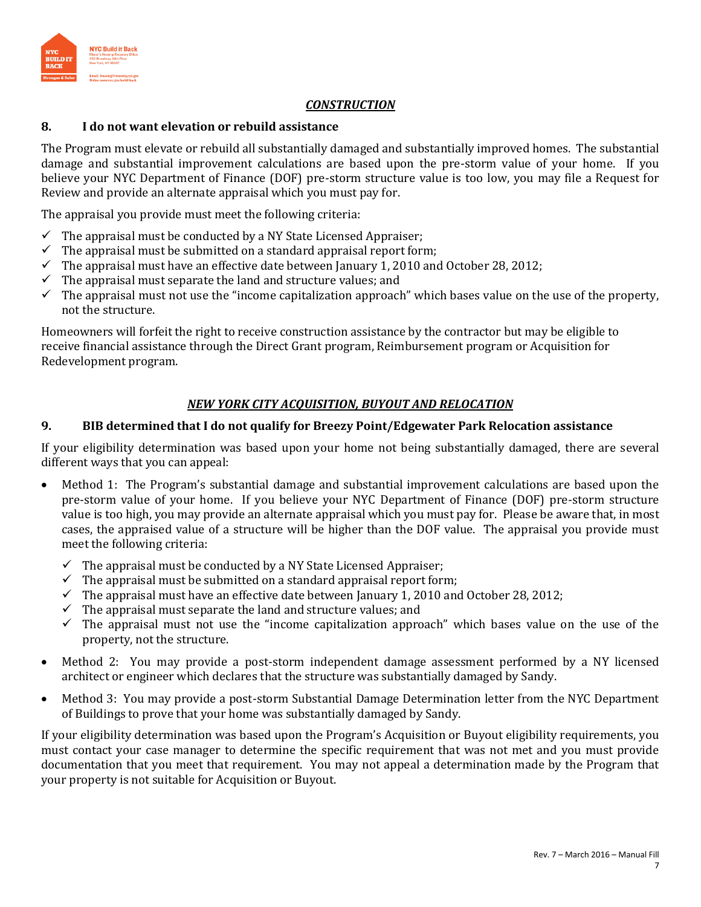## *CONSTRUCTION*

### 8. I do not want elevation or rebuild assistance

The Program must elevate or rebuild all substantially damaged and substantially improved homes. The substantial damage and substantial improvement calculations are based upon the pre-storm value of your home. If you believe your NYC Department of Finance (DOF) pre-storm structure value is too low, you may file a Request for Review and provide an alternate appraisal which you must pay for.

The appraisal you provide must meet the following criteria:

- ✓ The appraisal must be conducted by a NY State Licensed Appraiser;
- ✓ The appraisal must be submitted on a standard appraisal report form;
- ✓ The appraisal must have an effective date between January 1, 2010 and October 28, 2012;
- ✓ The appraisal must separate the land and structure values; and
- ✓ The appraisal must not use the "income capitalization approach" which bases value on the use of the property, not the structure.

Homeowners will forfeit the right to receive construction assistance by the contractor but may be eligible to receive financial assistance through the Direct Grant program, Reimbursement program or Acquisition for Redevelopment program.

## *NEW YORK CITY ACQUISITION, BUYOUT AND RELOCATION*

### 9. BIB determined that I do not qualify for Breezy Point/Edgewater Park Relocation assistance

If your eligibility determination was based upon your home not being substantially damaged, there are several different ways that you can appeal:

- Method 1: The Program's substantial damage and substantial improvement calculations are based upon the pre-storm value of your home. If you believe your NYC Department of Finance (DOF) pre-storm structure value is too high, you may provide an alternate appraisal which you must pay for. Please be aware that, in most cases, the appraised value of a structure will be higher than the DOF value. The appraisal you provide must meet the following criteria:
  - ✓ The appraisal must be conducted by a NY State Licensed Appraiser;
  - ✓ The appraisal must be submitted on a standard appraisal report form;
  - ✓ The appraisal must have an effective date between January 1, 2010 and October 28, 2012;
  - ✓ The appraisal must separate the land and structure values; and
  - ✓ The appraisal must not use the "income capitalization approach" which bases value on the use of the property, not the structure.
- Method 2: You may provide a post-storm independent damage assessment performed by a NY licensed architect or engineer which declares that the structure was substantially damaged by Sandy.
- Method 3: You may provide a post-storm Substantial Damage Determination letter from the NYC Department of Buildings to prove that your home was substantially damaged by Sandy.

If your eligibility determination was based upon the Program's Acquisition or Buyout eligibility requirements, you must contact your case manager to determine the specific requirement that was not met and you must provide documentation that you meet that requirement. You may not appeal a determination made by the Program that your property is not suitable for Acquisition or Buyout.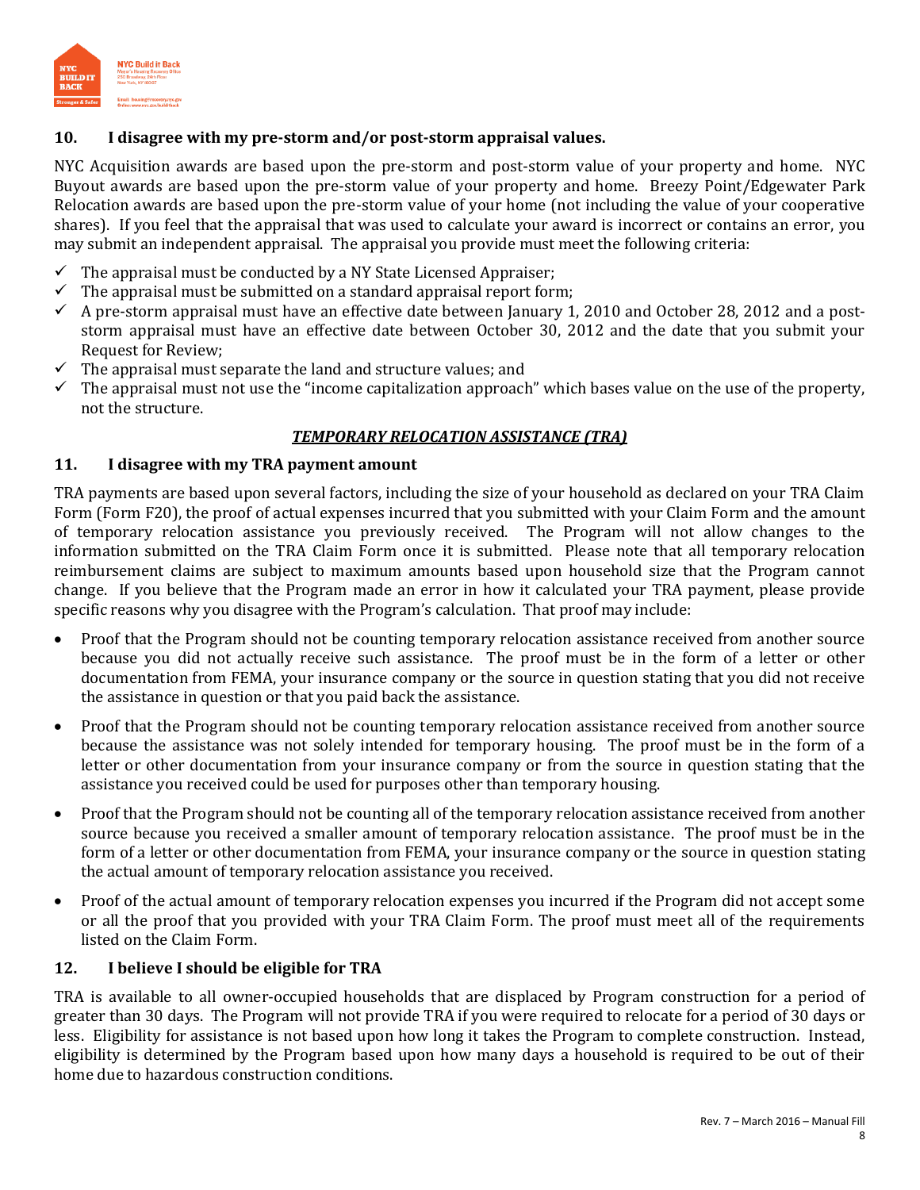### 10. I disagree with my pre-storm and/or post-storm appraisal values.

NYC Acquisition awards are based upon the pre-storm and post-storm value of your property and home. NYC Buyout awards are based upon the pre-storm value of your property and home. Breezy Point/Edgewater Park Relocation awards are based upon the pre-storm value of your home (not including the value of your cooperative shares). If you feel that the appraisal that was used to calculate your award is incorrect or contains an error, you may submit an independent appraisal. The appraisal you provide must meet the following criteria:

- ✓ The appraisal must be conducted by a NY State Licensed Appraiser;
- ✓ The appraisal must be submitted on a standard appraisal report form;
- ✓ A pre-storm appraisal must have an effective date between January 1, 2010 and October 28, 2012 and a post-storm appraisal must have an effective date between October 30, 2012 and the date that you submit your Request for Review;
- ✓ The appraisal must separate the land and structure values; and
- ✓ The appraisal must not use the "income capitalization approach" which bases value on the use of the property, not the structure.

## *TEMPORARY RELOCATION ASSISTANCE (TRA)*

### 11. I disagree with my TRA payment amount

TRA payments are based upon several factors, including the size of your household as declared on your TRA Claim Form (Form F20), the proof of actual expenses incurred that you submitted with your Claim Form and the amount of temporary relocation assistance you previously received. The Program will not allow changes to the information submitted on the TRA Claim Form once it is submitted. Please note that all temporary relocation reimbursement claims are subject to maximum amounts based upon household size that the Program cannot change. If you believe that the Program made an error in how it calculated your TRA payment, please provide specific reasons why you disagree with the Program's calculation. That proof may include:

- Proof that the Program should not be counting temporary relocation assistance received from another source because you did not actually receive such assistance. The proof must be in the form of a letter or other documentation from FEMA, your insurance company or the source in question stating that you did not receive the assistance in question or that you paid back the assistance.
- Proof that the Program should not be counting temporary relocation assistance received from another source because the assistance was not solely intended for temporary housing. The proof must be in the form of a letter or other documentation from your insurance company or from the source in question stating that the assistance you received could be used for purposes other than temporary housing.
- Proof that the Program should not be counting all of the temporary relocation assistance received from another source because you received a smaller amount of temporary relocation assistance. The proof must be in the form of a letter or other documentation from FEMA, your insurance company or the source in question stating the actual amount of temporary relocation assistance you received.
- Proof of the actual amount of temporary relocation expenses you incurred if the Program did not accept some or all the proof that you provided with your TRA Claim Form. The proof must meet all of the requirements listed on the Claim Form.

### 12. I believe I should be eligible for TRA

TRA is available to all owner-occupied households that are displaced by Program construction for a period of greater than 30 days. The Program will not provide TRA if you were required to relocate for a period of 30 days or less. Eligibility for assistance is not based upon how long it takes the Program to complete construction. Instead, eligibility is determined by the Program based upon how many days a household is required to be out of their home due to hazardous construction conditions.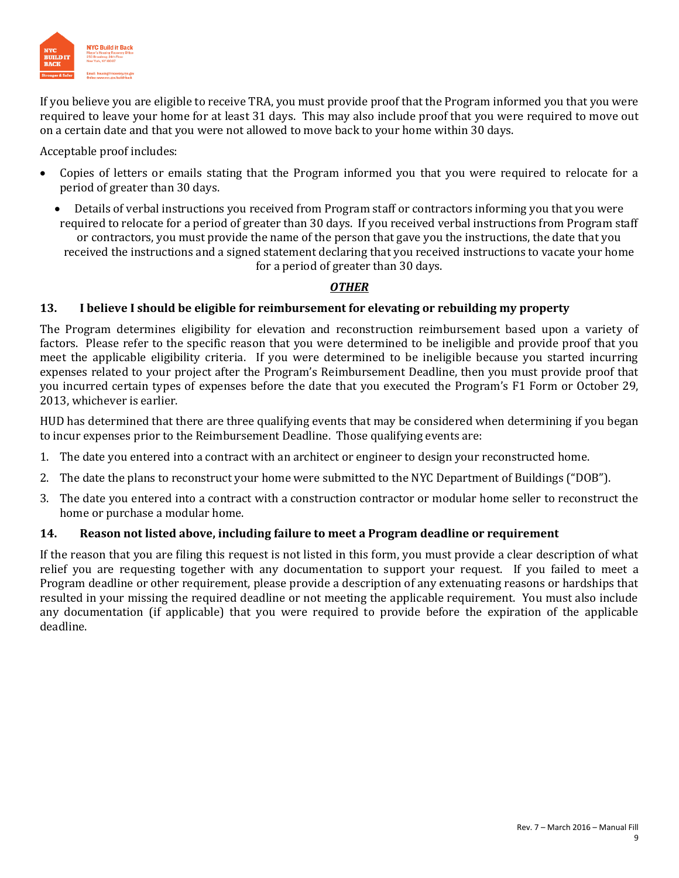If you believe you are eligible to receive TRA, you must provide proof that the Program informed you that you were required to leave your home for at least 31 days. This may also include proof that you were required to move out on a certain date and that you were not allowed to move back to your home within 30 days.

Acceptable proof includes:

- Copies of letters or emails stating that the Program informed you that you were required to relocate for a period of greater than 30 days.
- Details of verbal instructions you received from Program staff or contractors informing you that you were required to relocate for a period of greater than 30 days. If you received verbal instructions from Program staff or contractors, you must provide the name of the person that gave you the instructions, the date that you received the instructions and a signed statement declaring that you received instructions to vacate your home for a period of greater than 30 days.

## ***OTHER***

### 13. I believe I should be eligible for reimbursement for elevating or rebuilding my property

The Program determines eligibility for elevation and reconstruction reimbursement based upon a variety of factors. Please refer to the specific reason that you were determined to be ineligible and provide proof that you meet the applicable eligibility criteria. If you were determined to be ineligible because you started incurring expenses related to your project after the Program's Reimbursement Deadline, then you must provide proof that you incurred certain types of expenses before the date that you executed the Program's F1 Form or October 29, 2013, whichever is earlier.

HUD has determined that there are three qualifying events that may be considered when determining if you began to incur expenses prior to the Reimbursement Deadline. Those qualifying events are:

1. The date you entered into a contract with an architect or engineer to design your reconstructed home.
2. The date the plans to reconstruct your home were submitted to the NYC Department of Buildings ("DOB").
3. The date you entered into a contract with a construction contractor or modular home seller to reconstruct the home or purchase a modular home.

### 14. Reason not listed above, including failure to meet a Program deadline or requirement

If the reason that you are filing this request is not listed in this form, you must provide a clear description of what relief you are requesting together with any documentation to support your request. If you failed to meet a Program deadline or other requirement, please provide a description of any extenuating reasons or hardships that resulted in your missing the required deadline or not meeting the applicable requirement. You must also include any documentation (if applicable) that you were required to provide before the expiration of the applicable deadline.